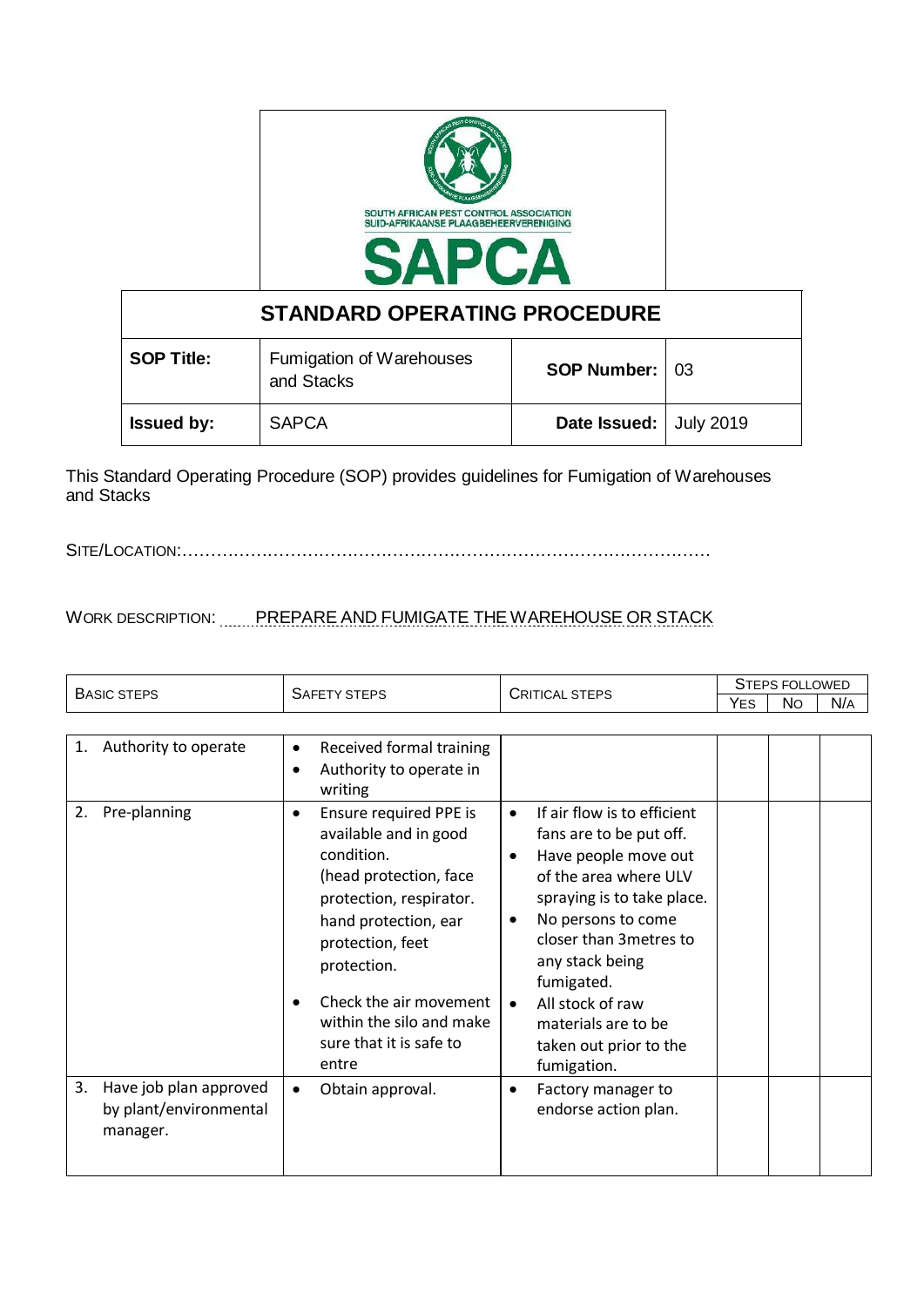SOUTH AFRICAN PEST CONTROL ASSOCIATION
SUID-AFRIKAANSE PLAAGBEHEERVERENIGING

**SAPCA**

## STANDARD OPERATING PROCEDURE

| **SOP Title:** | Fumigation of Warehouses and Stacks | **SOP Number:** | 03 |
|---|---|---|---|
| **Issued by:** | SAPCA | **Date Issued:** | July 2019 |

This Standard Operating Procedure (SOP) provides guidelines for Fumigation of Warehouses and Stacks

SITE/LOCATION:……………………………………………………………………………………

WORK DESCRIPTION: PREPARE AND FUMIGATE THE WAREHOUSE OR STACK

| BASIC STEPS | SAFETY STEPS | CRITICAL STEPS | STEPS FOLLOWED | | |
|---|---|---|---|---|---|
| | | | YES | NO | N/A |
| 1. Authority to operate | • Received formal training<br>• Authority to operate in writing | | | | |
| 2. Pre-planning | • Ensure required PPE is available and in good condition. (head protection, face protection, respirator. hand protection, ear protection, feet protection.<br>• Check the air movement within the silo and make sure that it is safe to entre | • If air flow is to efficient fans are to be put off.<br>• Have people move out of the area where ULV spraying is to take place.<br>• No persons to come closer than 3metres to any stack being fumigated.<br>• All stock of raw materials are to be taken out prior to the fumigation. | | | |
| 3. Have job plan approved by plant/environmental manager. | • Obtain approval. | • Factory manager to endorse action plan. | | | |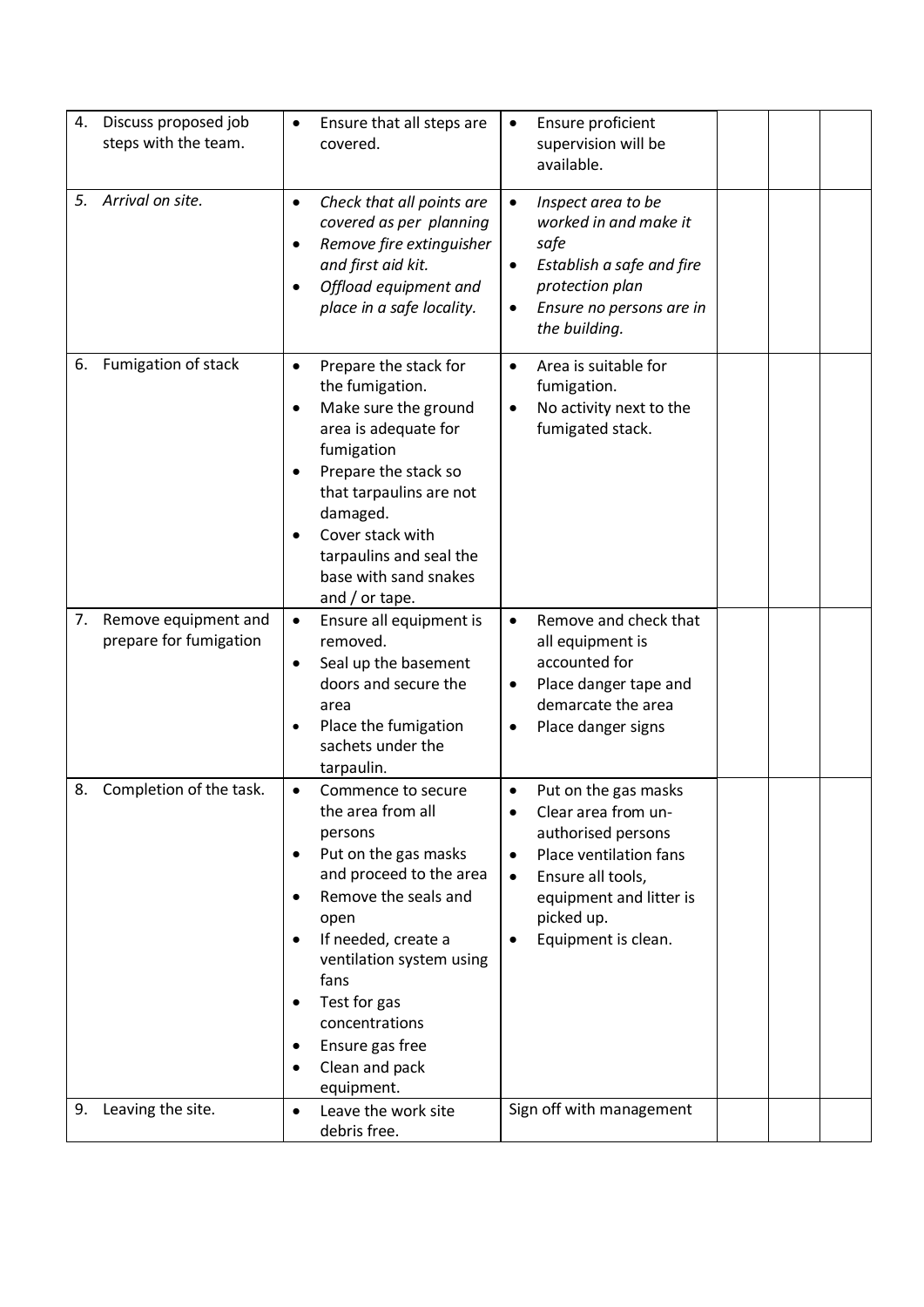| | | | | | |
|---|---|---|---|---|---|
| 4. Discuss proposed job steps with the team. | • Ensure that all steps are covered. | • Ensure proficient supervision will be available. | | | |
| *5. Arrival on site.* | • *Check that all points are covered as per planning*<br>• *Remove fire extinguisher and first aid kit.*<br>• *Offload equipment and place in a safe locality.* | • *Inspect area to be worked in and make it safe*<br>• *Establish a safe and fire protection plan*<br>• *Ensure no persons are in the building.* | | | |
| 6. Fumigation of stack | • Prepare the stack for the fumigation.<br>• Make sure the ground area is adequate for fumigation<br>• Prepare the stack so that tarpaulins are not damaged.<br>• Cover stack with tarpaulins and seal the base with sand snakes and / or tape. | • Area is suitable for fumigation.<br>• No activity next to the fumigated stack. | | | |
| 7. Remove equipment and prepare for fumigation | • Ensure all equipment is removed.<br>• Seal up the basement doors and secure the area<br>• Place the fumigation sachets under the tarpaulin. | • Remove and check that all equipment is accounted for<br>• Place danger tape and demarcate the area<br>• Place danger signs | | | |
| 8. Completion of the task. | • Commence to secure the area from all persons<br>• Put on the gas masks and proceed to the area<br>• Remove the seals and open<br>• If needed, create a ventilation system using fans<br>• Test for gas concentrations<br>• Ensure gas free<br>• Clean and pack equipment. | • Put on the gas masks<br>• Clear area from un-authorised persons<br>• Place ventilation fans<br>• Ensure all tools, equipment and litter is picked up.<br>• Equipment is clean. | | | |
| 9. Leaving the site. | • Leave the work site debris free. | Sign off with management | | | |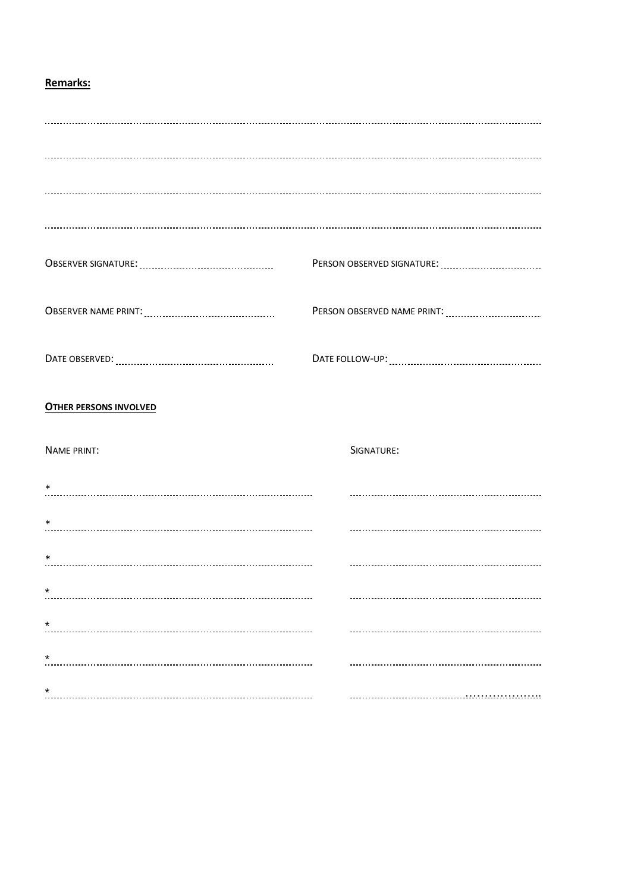**Remarks:**

..........................................................................................................................................................................

..........................................................................................................................................................................

..........................................................................................................................................................................

..........................................................................................................................................................................

OBSERVER SIGNATURE: ...................................... PERSON OBSERVED SIGNATURE: ..............................

OBSERVER NAME PRINT: ...................................... PERSON OBSERVED NAME PRINT: ..............................

DATE OBSERVED: ...................................... DATE FOLLOW-UP: ......................................

**OTHER PERSONS INVOLVED**

| NAME PRINT: | SIGNATURE: |
|---|---|
| * ................................................................ | ................................................................ |
| * ................................................................ | ................................................................ |
| * ................................................................ | ................................................................ |
| * ................................................................ | ................................................................ |
| * ................................................................ | ................................................................ |
| * ................................................................ | ................................................................ |
| * ................................................................ | ................................................................ |